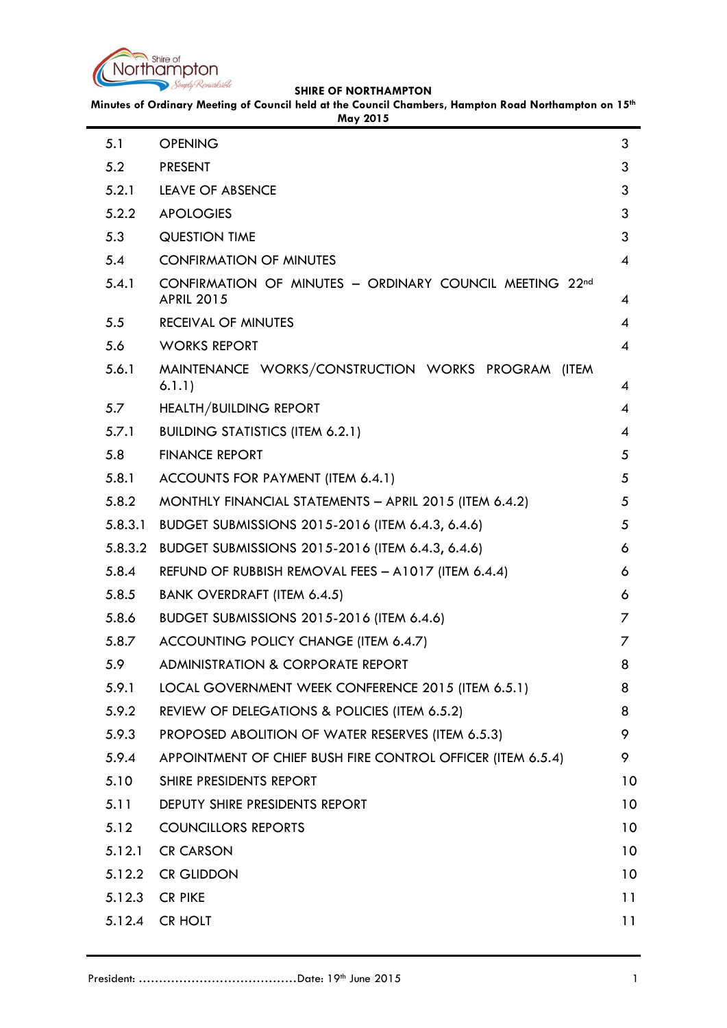**SHIRE OF NORTHAMPTON**

**Minutes of Ordinary Meeting of Council held at the Council Chambers, Hampton Road Northampton on 15th May 2015**

| | | |
|---|---|---|
| 5.1 | OPENING | 3 |
| 5.2 | PRESENT | 3 |
| 5.2.1 | LEAVE OF ABSENCE | 3 |
| 5.2.2 | APOLOGIES | 3 |
| 5.3 | QUESTION TIME | 3 |
| 5.4 | CONFIRMATION OF MINUTES | 4 |
| 5.4.1 | CONFIRMATION OF MINUTES – ORDINARY COUNCIL MEETING 22nd APRIL 2015 | 4 |
| 5.5 | RECEIVAL OF MINUTES | 4 |
| 5.6 | WORKS REPORT | 4 |
| 5.6.1 | MAINTENANCE WORKS/CONSTRUCTION WORKS PROGRAM (ITEM 6.1.1) | 4 |
| 5.7 | HEALTH/BUILDING REPORT | 4 |
| 5.7.1 | BUILDING STATISTICS (ITEM 6.2.1) | 4 |
| 5.8 | FINANCE REPORT | 5 |
| 5.8.1 | ACCOUNTS FOR PAYMENT (ITEM 6.4.1) | 5 |
| 5.8.2 | MONTHLY FINANCIAL STATEMENTS – APRIL 2015 (ITEM 6.4.2) | 5 |
| 5.8.3.1 | BUDGET SUBMISSIONS 2015-2016 (ITEM 6.4.3, 6.4.6) | 5 |
| 5.8.3.2 | BUDGET SUBMISSIONS 2015-2016 (ITEM 6.4.3, 6.4.6) | 6 |
| 5.8.4 | REFUND OF RUBBISH REMOVAL FEES – A1017 (ITEM 6.4.4) | 6 |
| 5.8.5 | BANK OVERDRAFT (ITEM 6.4.5) | 6 |
| 5.8.6 | BUDGET SUBMISSIONS 2015-2016 (ITEM 6.4.6) | 7 |
| 5.8.7 | ACCOUNTING POLICY CHANGE (ITEM 6.4.7) | 7 |
| 5.9 | ADMINISTRATION & CORPORATE REPORT | 8 |
| 5.9.1 | LOCAL GOVERNMENT WEEK CONFERENCE 2015 (ITEM 6.5.1) | 8 |
| 5.9.2 | REVIEW OF DELEGATIONS & POLICIES (ITEM 6.5.2) | 8 |
| 5.9.3 | PROPOSED ABOLITION OF WATER RESERVES (ITEM 6.5.3) | 9 |
| 5.9.4 | APPOINTMENT OF CHIEF BUSH FIRE CONTROL OFFICER (ITEM 6.5.4) | 9 |
| 5.10 | SHIRE PRESIDENTS REPORT | 10 |
| 5.11 | DEPUTY SHIRE PRESIDENTS REPORT | 10 |
| 5.12 | COUNCILLORS REPORTS | 10 |
| 5.12.1 | CR CARSON | 10 |
| 5.12.2 | CR GLIDDON | 10 |
| 5.12.3 | CR PIKE | 11 |
| 5.12.4 | CR HOLT | 11 |

President: …………………………………Date: 19th June 2015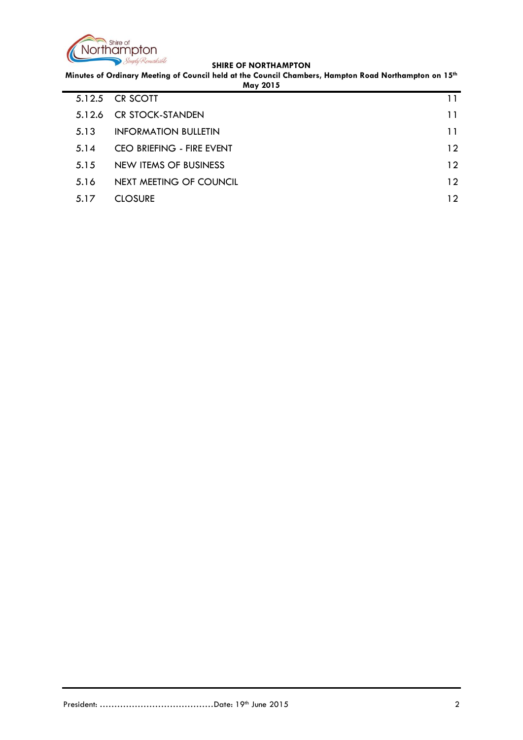| | | |
|---|---|---|
| 5.12.5 | CR SCOTT | 11 |
| 5.12.6 | CR STOCK-STANDEN | 11 |
| 5.13 | INFORMATION BULLETIN | 11 |
| 5.14 | CEO BRIEFING - FIRE EVENT | 12 |
| 5.15 | NEW ITEMS OF BUSINESS | 12 |
| 5.16 | NEXT MEETING OF COUNCIL | 12 |
| 5.17 | CLOSURE | 12 |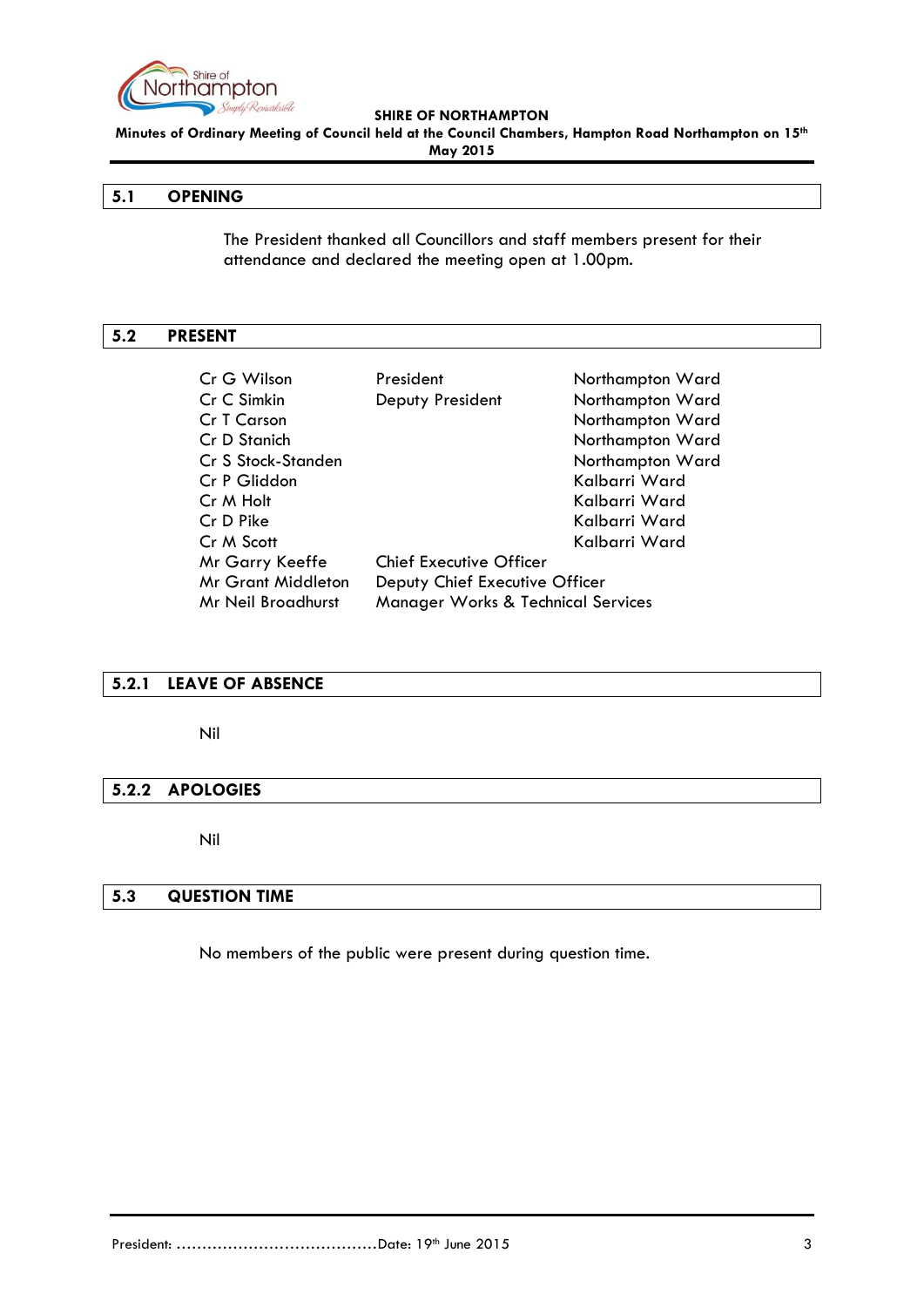## 5.1 OPENING

The President thanked all Councillors and staff members present for their attendance and declared the meeting open at 1.00pm.

## 5.2 PRESENT

| | | |
|---|---|---|
| Cr G Wilson | President | Northampton Ward |
| Cr C Simkin | Deputy President | Northampton Ward |
| Cr T Carson | | Northampton Ward |
| Cr D Stanich | | Northampton Ward |
| Cr S Stock-Standen | | Northampton Ward |
| Cr P Gliddon | | Kalbarri Ward |
| Cr M Holt | | Kalbarri Ward |
| Cr D Pike | | Kalbarri Ward |
| Cr M Scott | | Kalbarri Ward |
| Mr Garry Keeffe | Chief Executive Officer | |
| Mr Grant Middleton | Deputy Chief Executive Officer | |
| Mr Neil Broadhurst | Manager Works & Technical Services | |

## 5.2.1 LEAVE OF ABSENCE

Nil

## 5.2.2 APOLOGIES

Nil

## 5.3 QUESTION TIME

No members of the public were present during question time.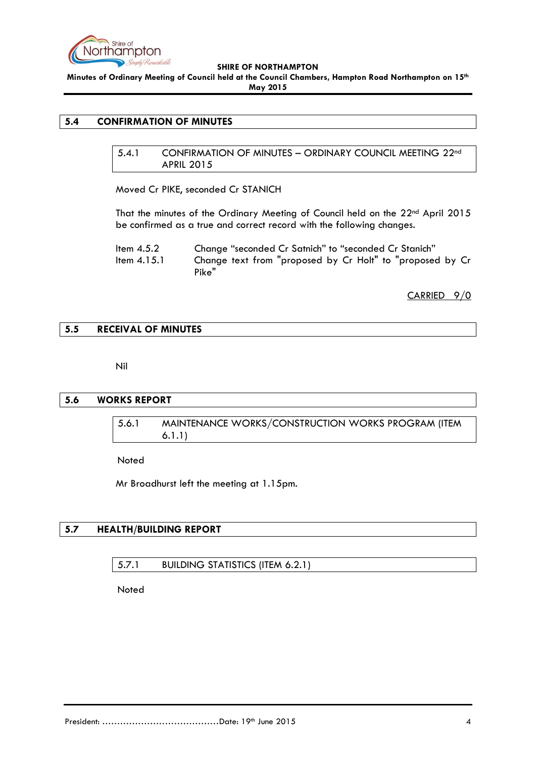## 5.4 CONFIRMATION OF MINUTES

### 5.4.1 CONFIRMATION OF MINUTES – ORDINARY COUNCIL MEETING 22nd APRIL 2015

Moved Cr PIKE, seconded Cr STANICH

That the minutes of the Ordinary Meeting of Council held on the 22nd April 2015 be confirmed as a true and correct record with the following changes.

| | |
|---|---|
| Item 4.5.2 | Change “seconded Cr Satnich” to “seconded Cr Stanich” |
| Item 4.15.1 | Change text from "proposed by Cr Holt" to "proposed by Cr Pike" |

CARRIED 9/0

## 5.5 RECEIVAL OF MINUTES

Nil

## 5.6 WORKS REPORT

### 5.6.1 MAINTENANCE WORKS/CONSTRUCTION WORKS PROGRAM (ITEM 6.1.1)

Noted

Mr Broadhurst left the meeting at 1.15pm.

## 5.7 HEALTH/BUILDING REPORT

### 5.7.1 BUILDING STATISTICS (ITEM 6.2.1)

Noted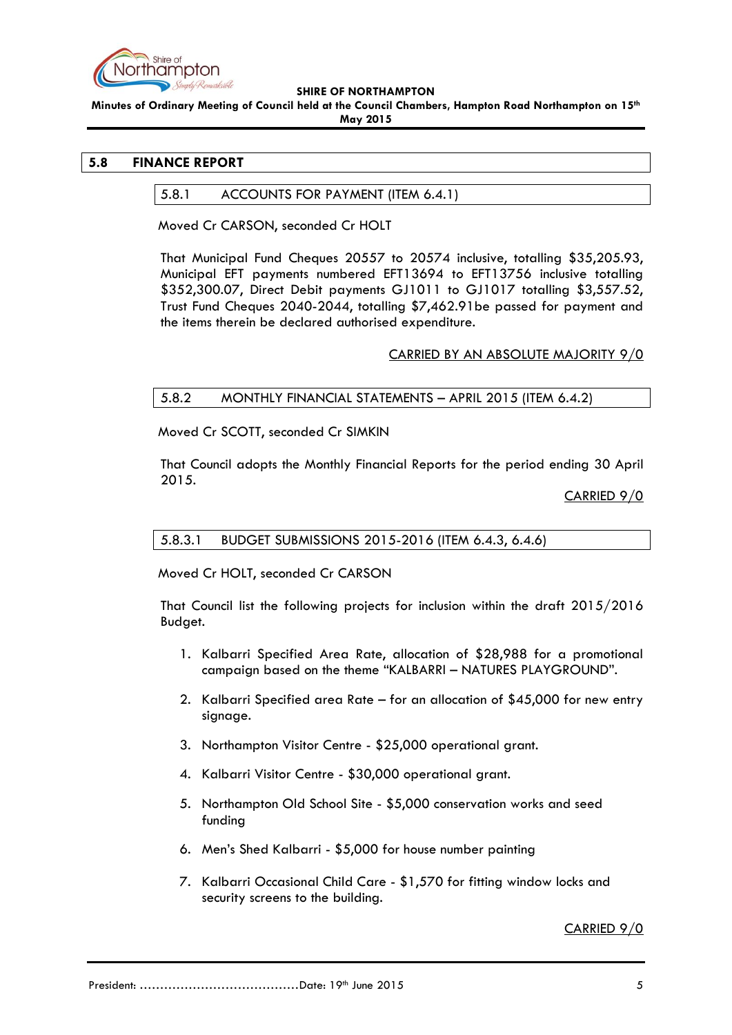## 5.8 FINANCE REPORT

### 5.8.1 ACCOUNTS FOR PAYMENT (ITEM 6.4.1)

Moved Cr CARSON, seconded Cr HOLT

That Municipal Fund Cheques 20557 to 20574 inclusive, totalling $35,205.93, Municipal EFT payments numbered EFT13694 to EFT13756 inclusive totalling $352,300.07, Direct Debit payments GJ1011 to GJ1017 totalling $3,557.52, Trust Fund Cheques 2040-2044, totalling $7,462.91be passed for payment and the items therein be declared authorised expenditure.

CARRIED BY AN ABSOLUTE MAJORITY 9/0

### 5.8.2 MONTHLY FINANCIAL STATEMENTS – APRIL 2015 (ITEM 6.4.2)

Moved Cr SCOTT, seconded Cr SIMKIN

That Council adopts the Monthly Financial Reports for the period ending 30 April 2015.

CARRIED 9/0

### 5.8.3.1 BUDGET SUBMISSIONS 2015-2016 (ITEM 6.4.3, 6.4.6)

Moved Cr HOLT, seconded Cr CARSON

That Council list the following projects for inclusion within the draft 2015/2016 Budget.

1. Kalbarri Specified Area Rate, allocation of $28,988 for a promotional campaign based on the theme "KALBARRI – NATURES PLAYGROUND".
2. Kalbarri Specified area Rate – for an allocation of $45,000 for new entry signage.
3. Northampton Visitor Centre - $25,000 operational grant.
4. Kalbarri Visitor Centre - $30,000 operational grant.
5. Northampton Old School Site - $5,000 conservation works and seed funding
6. Men's Shed Kalbarri - $5,000 for house number painting
7. Kalbarri Occasional Child Care - $1,570 for fitting window locks and security screens to the building.

CARRIED 9/0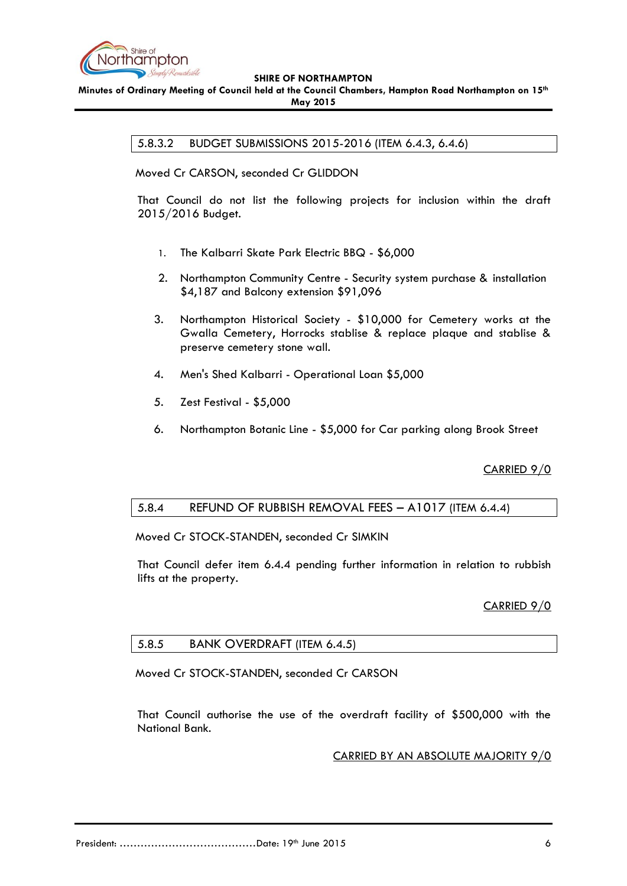### 5.8.3.2 BUDGET SUBMISSIONS 2015-2016 (ITEM 6.4.3, 6.4.6)

Moved Cr CARSON, seconded Cr GLIDDON

That Council do not list the following projects for inclusion within the draft 2015/2016 Budget.

1. The Kalbarri Skate Park Electric BBQ - $6,000
2. Northampton Community Centre - Security system purchase & installation $4,187 and Balcony extension $91,096
3. Northampton Historical Society - $10,000 for Cemetery works at the Gwalla Cemetery, Horrocks stablise & replace plaque and stablise & preserve cemetery stone wall.
4. Men's Shed Kalbarri - Operational Loan $5,000
5. Zest Festival - $5,000
6. Northampton Botanic Line - $5,000 for Car parking along Brook Street

CARRIED 9/0

### 5.8.4 REFUND OF RUBBISH REMOVAL FEES – A1017 (ITEM 6.4.4)

Moved Cr STOCK-STANDEN, seconded Cr SIMKIN

That Council defer item 6.4.4 pending further information in relation to rubbish lifts at the property.

CARRIED 9/0

### 5.8.5 BANK OVERDRAFT (ITEM 6.4.5)

Moved Cr STOCK-STANDEN, seconded Cr CARSON

That Council authorise the use of the overdraft facility of $500,000 with the National Bank.

CARRIED BY AN ABSOLUTE MAJORITY 9/0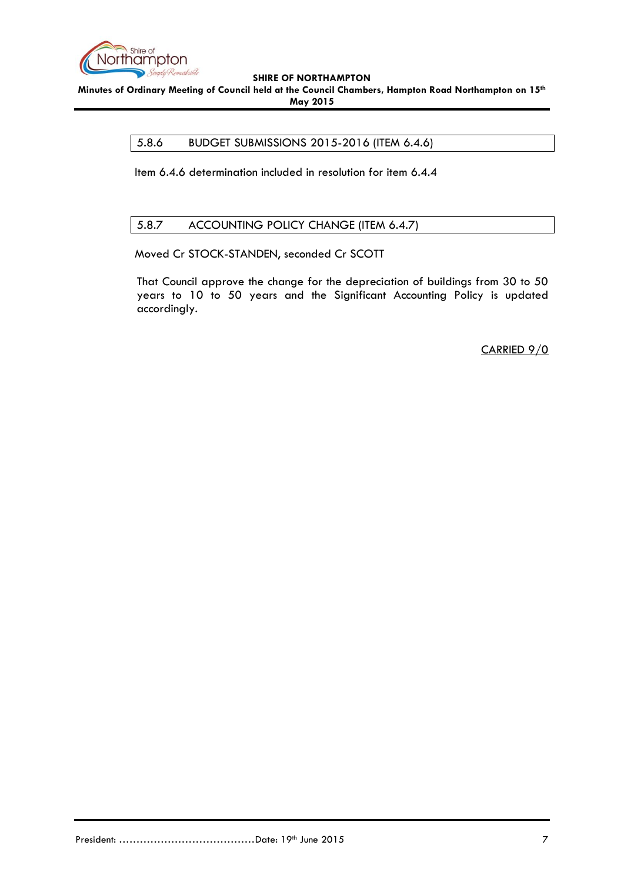## 5.8.6 BUDGET SUBMISSIONS 2015-2016 (ITEM 6.4.6)

Item 6.4.6 determination included in resolution for item 6.4.4

## 5.8.7 ACCOUNTING POLICY CHANGE (ITEM 6.4.7)

Moved Cr STOCK-STANDEN, seconded Cr SCOTT

That Council approve the change for the depreciation of buildings from 30 to 50 years to 10 to 50 years and the Significant Accounting Policy is updated accordingly.

CARRIED 9/0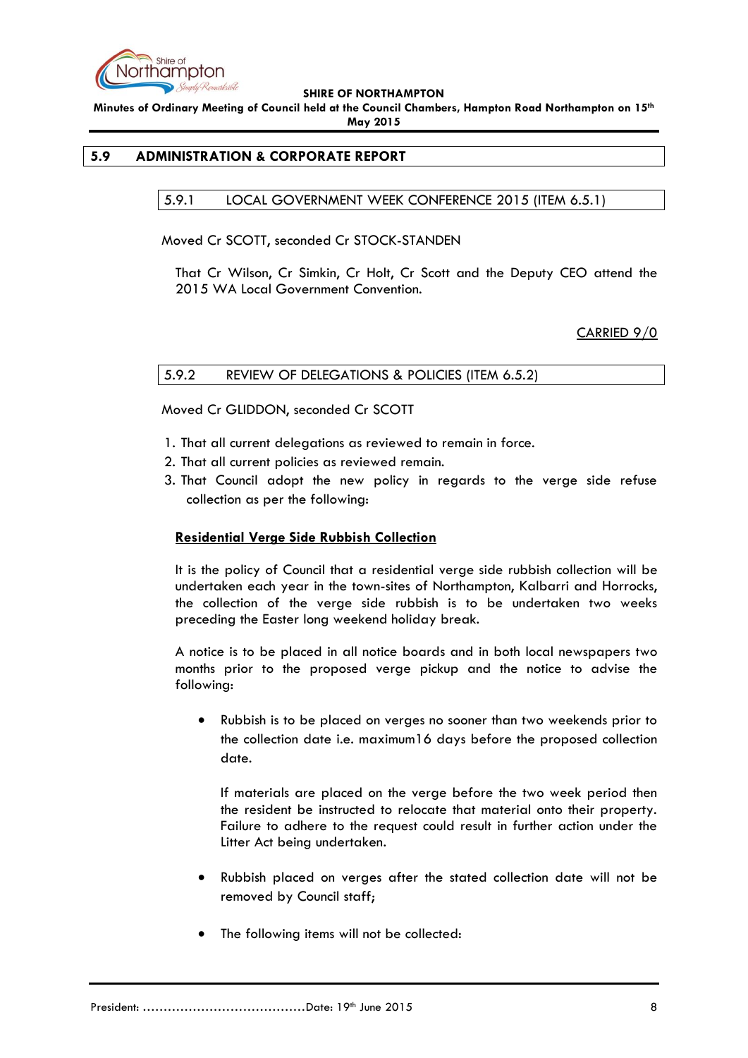## 5.9 ADMINISTRATION & CORPORATE REPORT

### 5.9.1 LOCAL GOVERNMENT WEEK CONFERENCE 2015 (ITEM 6.5.1)

Moved Cr SCOTT, seconded Cr STOCK-STANDEN

That Cr Wilson, Cr Simkin, Cr Holt, Cr Scott and the Deputy CEO attend the 2015 WA Local Government Convention.

CARRIED 9/0

### 5.9.2 REVIEW OF DELEGATIONS & POLICIES (ITEM 6.5.2)

Moved Cr GLIDDON, seconded Cr SCOTT

1. That all current delegations as reviewed to remain in force.
2. That all current policies as reviewed remain.
3. That Council adopt the new policy in regards to the verge side refuse collection as per the following:

**Residential Verge Side Rubbish Collection**

It is the policy of Council that a residential verge side rubbish collection will be undertaken each year in the town-sites of Northampton, Kalbarri and Horrocks, the collection of the verge side rubbish is to be undertaken two weeks preceding the Easter long weekend holiday break.

A notice is to be placed in all notice boards and in both local newspapers two months prior to the proposed verge pickup and the notice to advise the following:

- Rubbish is to be placed on verges no sooner than two weekends prior to the collection date i.e. maximum16 days before the proposed collection date.

  If materials are placed on the verge before the two week period then the resident be instructed to relocate that material onto their property. Failure to adhere to the request could result in further action under the Litter Act being undertaken.

- Rubbish placed on verges after the stated collection date will not be removed by Council staff;

- The following items will not be collected: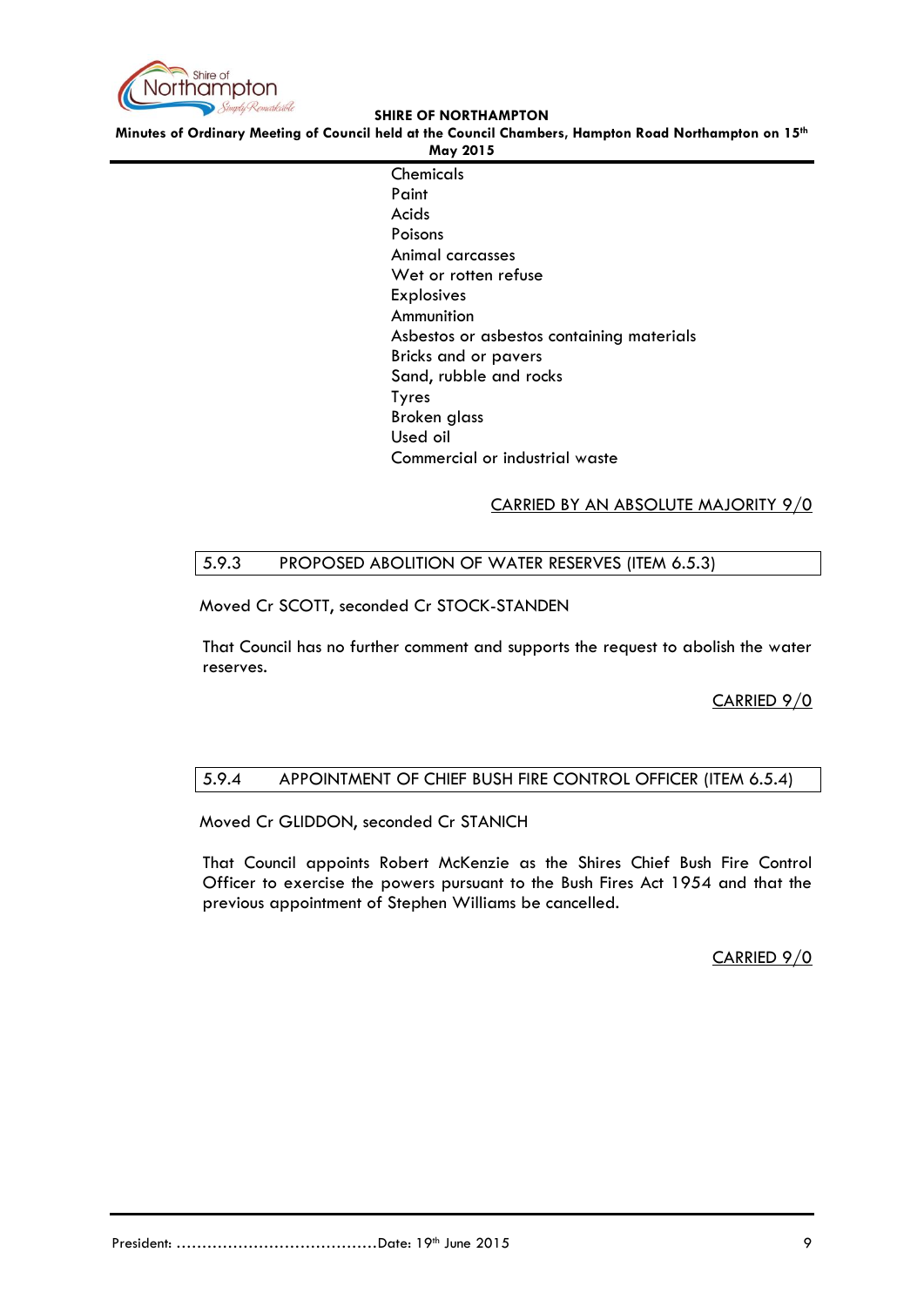Chemicals
Paint
Acids
Poisons
Animal carcasses
Wet or rotten refuse
Explosives
Ammunition
Asbestos or asbestos containing materials
Bricks and or pavers
Sand, rubble and rocks
Tyres
Broken glass
Used oil
Commercial or industrial waste

CARRIED BY AN ABSOLUTE MAJORITY 9/0

### 5.9.3 PROPOSED ABOLITION OF WATER RESERVES (ITEM 6.5.3)

Moved Cr SCOTT, seconded Cr STOCK-STANDEN

That Council has no further comment and supports the request to abolish the water reserves.

CARRIED 9/0

### 5.9.4 APPOINTMENT OF CHIEF BUSH FIRE CONTROL OFFICER (ITEM 6.5.4)

Moved Cr GLIDDON, seconded Cr STANICH

That Council appoints Robert McKenzie as the Shires Chief Bush Fire Control Officer to exercise the powers pursuant to the Bush Fires Act 1954 and that the previous appointment of Stephen Williams be cancelled.

CARRIED 9/0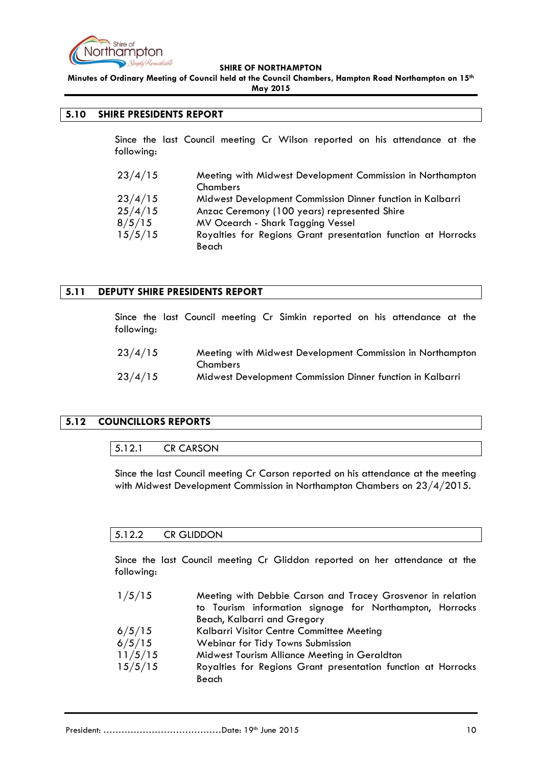## 5.10 SHIRE PRESIDENTS REPORT

Since the last Council meeting Cr Wilson reported on his attendance at the following:

| | |
|---|---|
| 23/4/15 | Meeting with Midwest Development Commission in Northampton Chambers |
| 23/4/15 | Midwest Development Commission Dinner function in Kalbarri |
| 25/4/15 | Anzac Ceremony (100 years) represented Shire |
| 8/5/15 | MV Ocearch - Shark Tagging Vessel |
| 15/5/15 | Royalties for Regions Grant presentation function at Horrocks Beach |

## 5.11 DEPUTY SHIRE PRESIDENTS REPORT

Since the last Council meeting Cr Simkin reported on his attendance at the following:

| | |
|---|---|
| 23/4/15 | Meeting with Midwest Development Commission in Northampton Chambers |
| 23/4/15 | Midwest Development Commission Dinner function in Kalbarri |

## 5.12 COUNCILLORS REPORTS

### 5.12.1 CR CARSON

Since the last Council meeting Cr Carson reported on his attendance at the meeting with Midwest Development Commission in Northampton Chambers on 23/4/2015.

### 5.12.2 CR GLIDDON

Since the last Council meeting Cr Gliddon reported on her attendance at the following:

| | |
|---|---|
| 1/5/15 | Meeting with Debbie Carson and Tracey Grosvenor in relation to Tourism information signage for Northampton, Horrocks Beach, Kalbarri and Gregory |
| 6/5/15 | Kalbarri Visitor Centre Committee Meeting |
| 6/5/15 | Webinar for Tidy Towns Submission |
| 11/5/15 | Midwest Tourism Alliance Meeting in Geraldton |
| 15/5/15 | Royalties for Regions Grant presentation function at Horrocks Beach |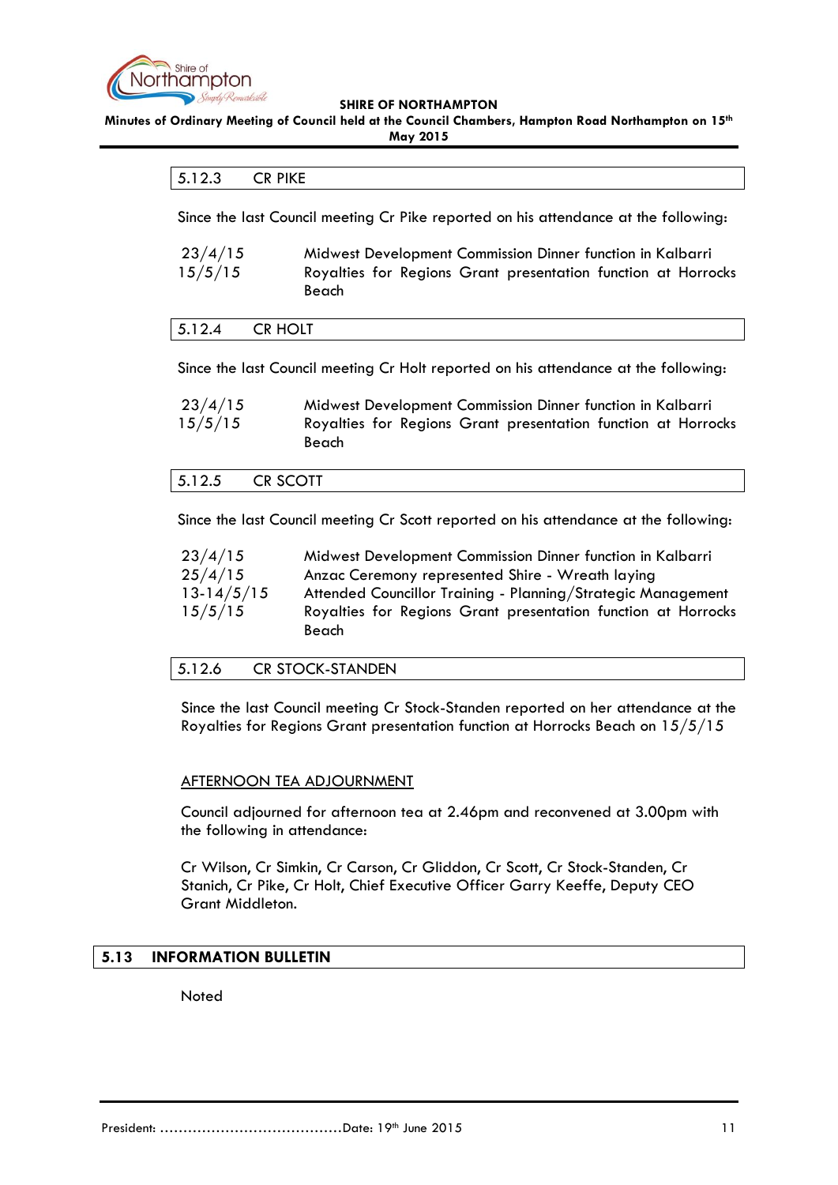### 5.12.3 CR PIKE

Since the last Council meeting Cr Pike reported on his attendance at the following:

| | |
|---|---|
| 23/4/15 | Midwest Development Commission Dinner function in Kalbarri |
| 15/5/15 | Royalties for Regions Grant presentation function at Horrocks Beach |

### 5.12.4 CR HOLT

Since the last Council meeting Cr Holt reported on his attendance at the following:

| | |
|---|---|
| 23/4/15 | Midwest Development Commission Dinner function in Kalbarri |
| 15/5/15 | Royalties for Regions Grant presentation function at Horrocks Beach |

### 5.12.5 CR SCOTT

Since the last Council meeting Cr Scott reported on his attendance at the following:

| | |
|---|---|
| 23/4/15 | Midwest Development Commission Dinner function in Kalbarri |
| 25/4/15 | Anzac Ceremony represented Shire - Wreath laying |
| 13-14/5/15 | Attended Councillor Training - Planning/Strategic Management |
| 15/5/15 | Royalties for Regions Grant presentation function at Horrocks Beach |

### 5.12.6 CR STOCK-STANDEN

Since the last Council meeting Cr Stock-Standen reported on her attendance at the Royalties for Regions Grant presentation function at Horrocks Beach on 15/5/15

AFTERNOON TEA ADJOURNMENT

Council adjourned for afternoon tea at 2.46pm and reconvened at 3.00pm with the following in attendance:

Cr Wilson, Cr Simkin, Cr Carson, Cr Gliddon, Cr Scott, Cr Stock-Standen, Cr Stanich, Cr Pike, Cr Holt, Chief Executive Officer Garry Keeffe, Deputy CEO Grant Middleton.

## 5.13 INFORMATION BULLETIN

Noted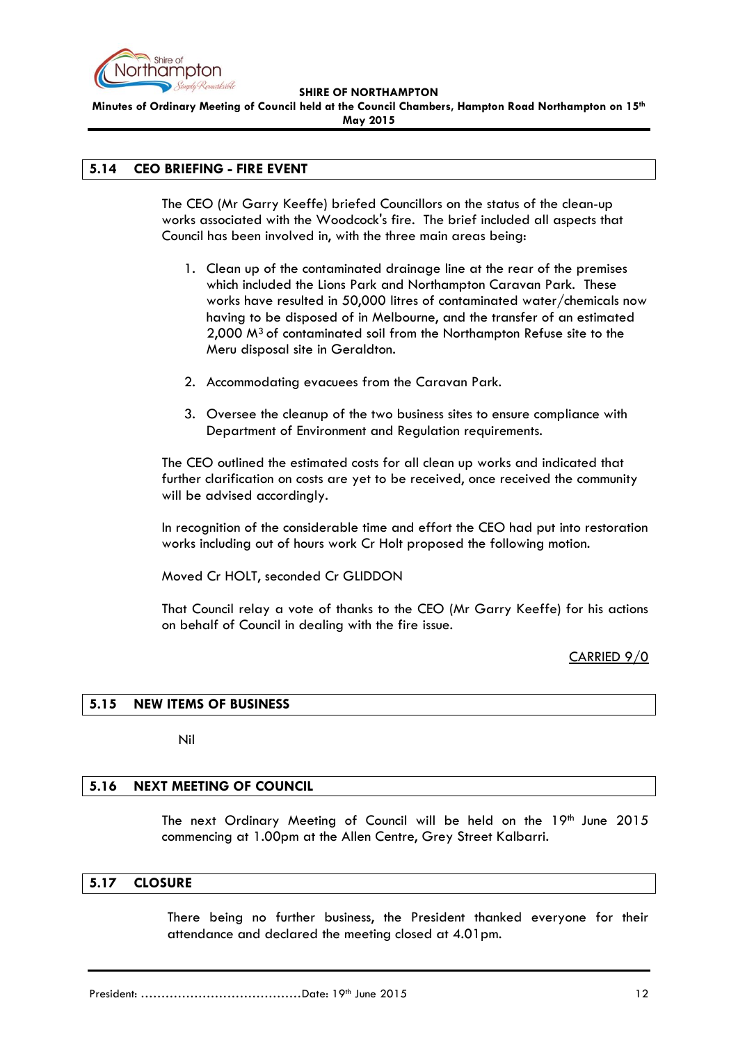## 5.14 CEO BRIEFING - FIRE EVENT

The CEO (Mr Garry Keeffe) briefed Councillors on the status of the clean-up works associated with the Woodcock's fire. The brief included all aspects that Council has been involved in, with the three main areas being:

1. Clean up of the contaminated drainage line at the rear of the premises which included the Lions Park and Northampton Caravan Park. These works have resulted in 50,000 litres of contaminated water/chemicals now having to be disposed of in Melbourne, and the transfer of an estimated 2,000 $M^3$ of contaminated soil from the Northampton Refuse site to the Meru disposal site in Geraldton.

2. Accommodating evacuees from the Caravan Park.

3. Oversee the cleanup of the two business sites to ensure compliance with Department of Environment and Regulation requirements.

The CEO outlined the estimated costs for all clean up works and indicated that further clarification on costs are yet to be received, once received the community will be advised accordingly.

In recognition of the considerable time and effort the CEO had put into restoration works including out of hours work Cr Holt proposed the following motion.

Moved Cr HOLT, seconded Cr GLIDDON

That Council relay a vote of thanks to the CEO (Mr Garry Keeffe) for his actions on behalf of Council in dealing with the fire issue.

CARRIED 9/0

## 5.15 NEW ITEMS OF BUSINESS

Nil

## 5.16 NEXT MEETING OF COUNCIL

The next Ordinary Meeting of Council will be held on the 19th June 2015 commencing at 1.00pm at the Allen Centre, Grey Street Kalbarri.

## 5.17 CLOSURE

There being no further business, the President thanked everyone for their attendance and declared the meeting closed at 4.01pm.

President: ……………………………………Date: 19th June 2015